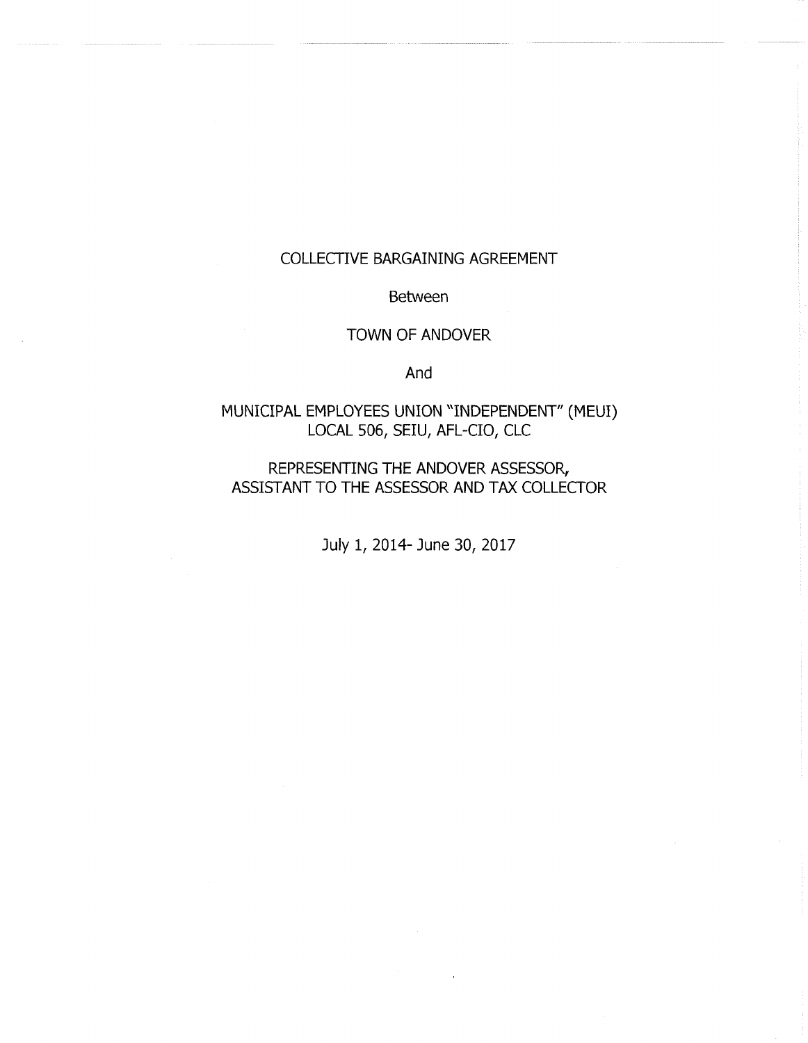# COLLECTIVE BARGAINING AGREEMENT

Between

TOWN OF ANDOVER

And

MUNICIPAL EMPLOYEES UNION "INDEPENDENT" (MEUI)
LOCAL 506, SEIU, AFL-CIO, CLC

REPRESENTING THE ANDOVER ASSESSOR,
ASSISTANT TO THE ASSESSOR AND TAX COLLECTOR

July 1, 2014- June 30, 2017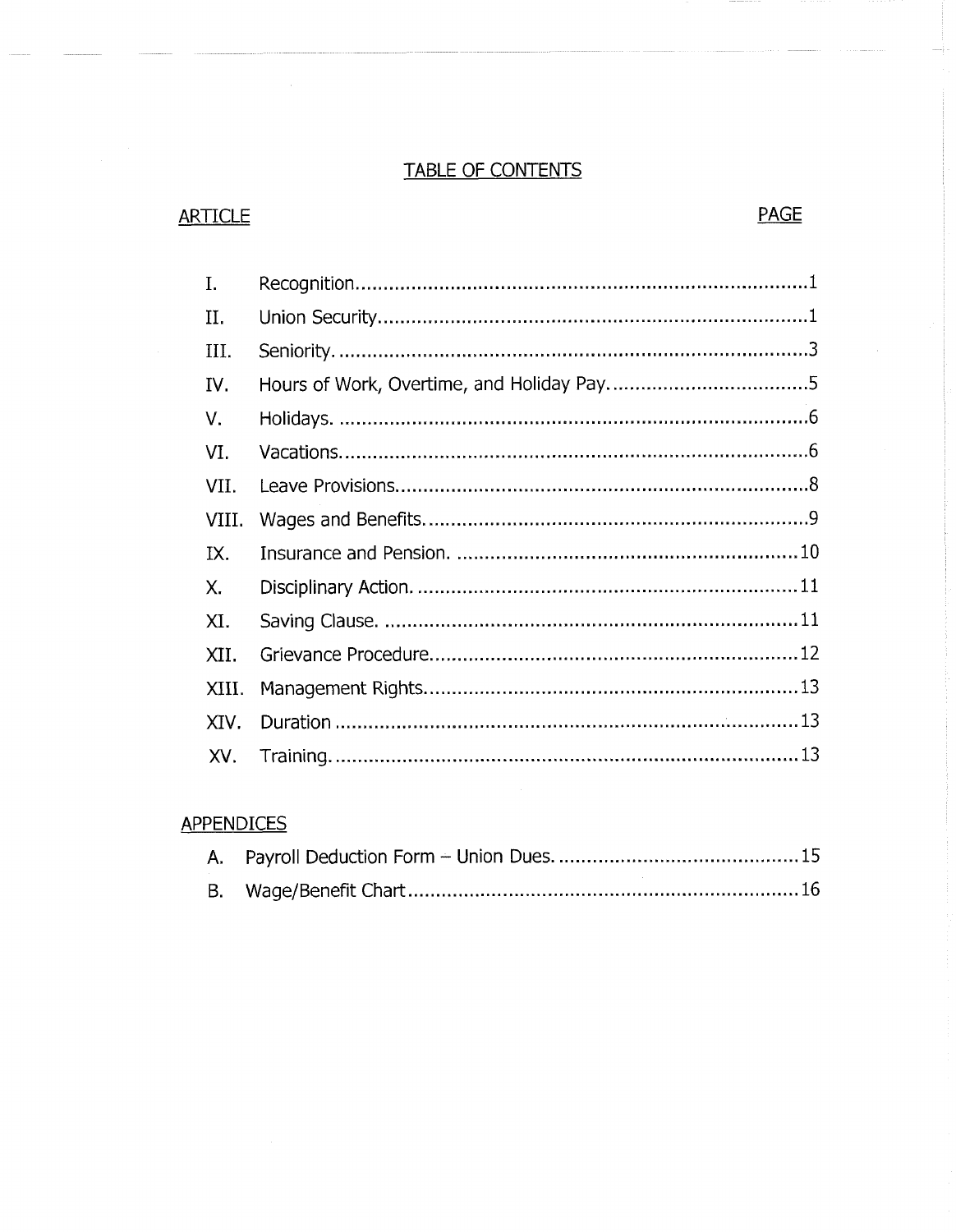# TABLE OF CONTENTS

| ARTICLE | | PAGE |
|---|---|---|
| I. | Recognition | 1 |
| II. | Union Security | 1 |
| III. | Seniority. | 3 |
| IV. | Hours of Work, Overtime, and Holiday Pay. | 5 |
| V. | Holidays. | 6 |
| VI. | Vacations. | 6 |
| VII. | Leave Provisions. | 8 |
| VIII. | Wages and Benefits. | 9 |
| IX. | Insurance and Pension. | 10 |
| X. | Disciplinary Action. | 11 |
| XI. | Saving Clause. | 11 |
| XII. | Grievance Procedure. | 12 |
| XIII. | Management Rights. | 13 |
| XIV. | Duration | 13 |
| XV. | Training. | 13 |

## APPENDICES

| | | |
|---|---|---|
| A. | Payroll Deduction Form – Union Dues. | 15 |
| B. | Wage/Benefit Chart | 16 |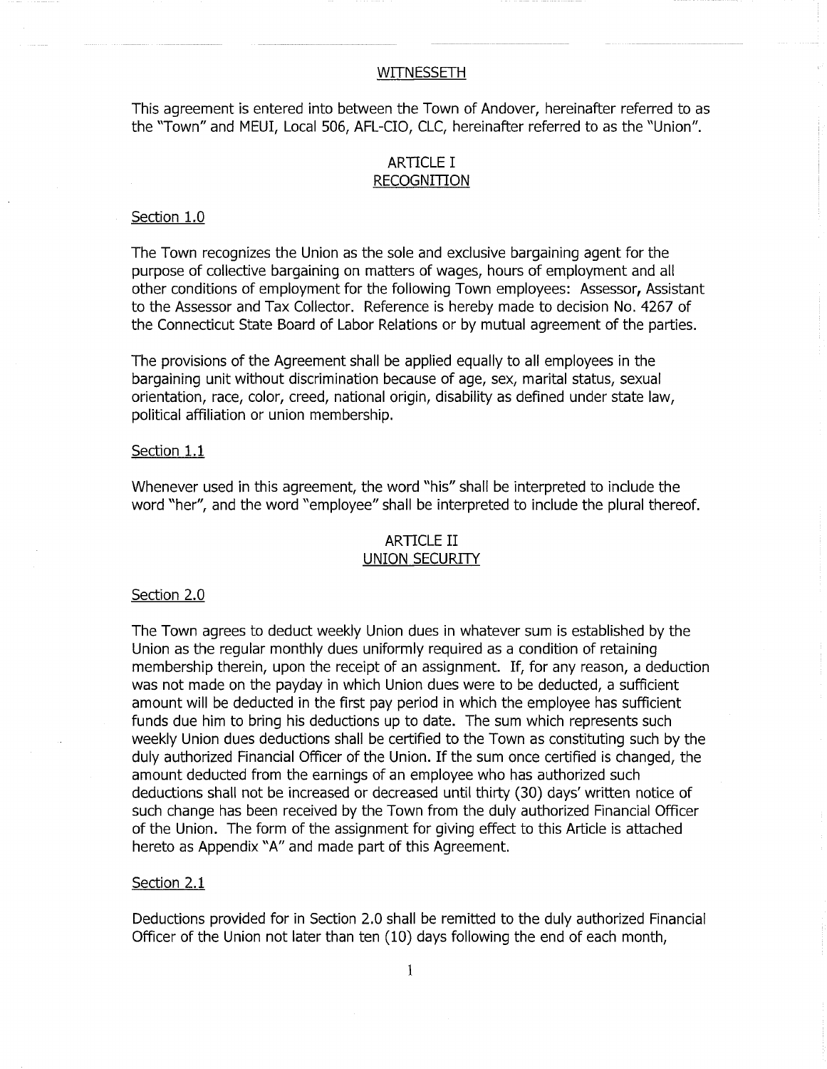## WITNESSETH

This agreement is entered into between the Town of Andover, hereinafter referred to as the "Town" and MEUI, Local 506, AFL-CIO, CLC, hereinafter referred to as the "Union".

## ARTICLE I
## RECOGNITION

Section 1.0

The Town recognizes the Union as the sole and exclusive bargaining agent for the purpose of collective bargaining on matters of wages, hours of employment and all other conditions of employment for the following Town employees: Assessor, Assistant to the Assessor and Tax Collector. Reference is hereby made to decision No. 4267 of the Connecticut State Board of Labor Relations or by mutual agreement of the parties.

The provisions of the Agreement shall be applied equally to all employees in the bargaining unit without discrimination because of age, sex, marital status, sexual orientation, race, color, creed, national origin, disability as defined under state law, political affiliation or union membership.

Section 1.1

Whenever used in this agreement, the word "his" shall be interpreted to include the word "her", and the word "employee" shall be interpreted to include the plural thereof.

## ARTICLE II
## UNION SECURITY

Section 2.0

The Town agrees to deduct weekly Union dues in whatever sum is established by the Union as the regular monthly dues uniformly required as a condition of retaining membership therein, upon the receipt of an assignment. If, for any reason, a deduction was not made on the payday in which Union dues were to be deducted, a sufficient amount will be deducted in the first pay period in which the employee has sufficient funds due him to bring his deductions up to date. The sum which represents such weekly Union dues deductions shall be certified to the Town as constituting such by the duly authorized Financial Officer of the Union. If the sum once certified is changed, the amount deducted from the earnings of an employee who has authorized such deductions shall not be increased or decreased until thirty (30) days' written notice of such change has been received by the Town from the duly authorized Financial Officer of the Union. The form of the assignment for giving effect to this Article is attached hereto as Appendix "A" and made part of this Agreement.

Section 2.1

Deductions provided for in Section 2.0 shall be remitted to the duly authorized Financial Officer of the Union not later than ten (10) days following the end of each month,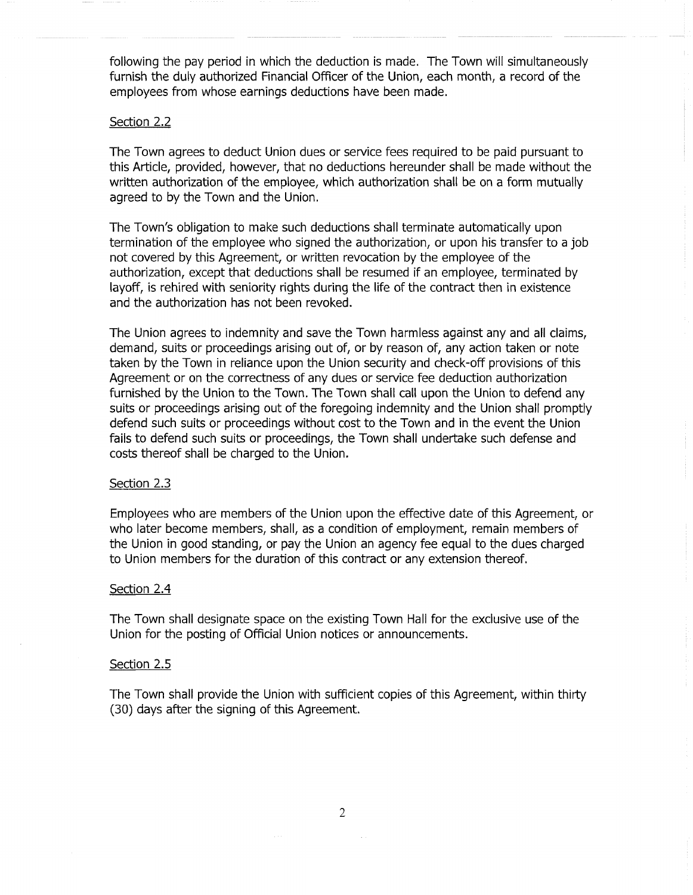following the pay period in which the deduction is made. The Town will simultaneously furnish the duly authorized Financial Officer of the Union, each month, a record of the employees from whose earnings deductions have been made.

Section 2.2

The Town agrees to deduct Union dues or service fees required to be paid pursuant to this Article, provided, however, that no deductions hereunder shall be made without the written authorization of the employee, which authorization shall be on a form mutually agreed to by the Town and the Union.

The Town's obligation to make such deductions shall terminate automatically upon termination of the employee who signed the authorization, or upon his transfer to a job not covered by this Agreement, or written revocation by the employee of the authorization, except that deductions shall be resumed if an employee, terminated by layoff, is rehired with seniority rights during the life of the contract then in existence and the authorization has not been revoked.

The Union agrees to indemnity and save the Town harmless against any and all claims, demand, suits or proceedings arising out of, or by reason of, any action taken or note taken by the Town in reliance upon the Union security and check-off provisions of this Agreement or on the correctness of any dues or service fee deduction authorization furnished by the Union to the Town. The Town shall call upon the Union to defend any suits or proceedings arising out of the foregoing indemnity and the Union shall promptly defend such suits or proceedings without cost to the Town and in the event the Union fails to defend such suits or proceedings, the Town shall undertake such defense and costs thereof shall be charged to the Union.

Section 2.3

Employees who are members of the Union upon the effective date of this Agreement, or who later become members, shall, as a condition of employment, remain members of the Union in good standing, or pay the Union an agency fee equal to the dues charged to Union members for the duration of this contract or any extension thereof.

Section 2.4

The Town shall designate space on the existing Town Hall for the exclusive use of the Union for the posting of Official Union notices or announcements.

Section 2.5

The Town shall provide the Union with sufficient copies of this Agreement, within thirty (30) days after the signing of this Agreement.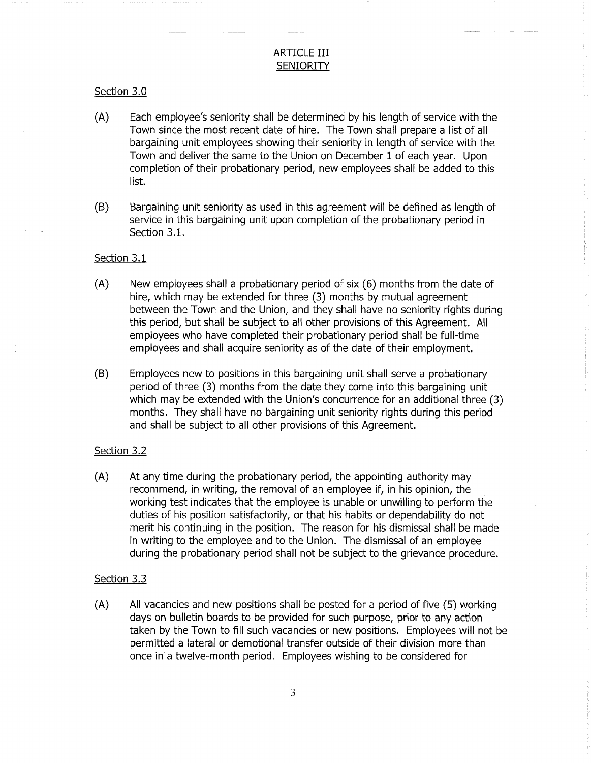# ARTICLE III
## SENIORITY

### Section 3.0

(A) Each employee's seniority shall be determined by his length of service with the Town since the most recent date of hire. The Town shall prepare a list of all bargaining unit employees showing their seniority in length of service with the Town and deliver the same to the Union on December 1 of each year. Upon completion of their probationary period, new employees shall be added to this list.

(B) Bargaining unit seniority as used in this agreement will be defined as length of service in this bargaining unit upon completion of the probationary period in Section 3.1.

### Section 3.1

(A) New employees shall a probationary period of six (6) months from the date of hire, which may be extended for three (3) months by mutual agreement between the Town and the Union, and they shall have no seniority rights during this period, but shall be subject to all other provisions of this Agreement. All employees who have completed their probationary period shall be full-time employees and shall acquire seniority as of the date of their employment.

(B) Employees new to positions in this bargaining unit shall serve a probationary period of three (3) months from the date they come into this bargaining unit which may be extended with the Union's concurrence for an additional three (3) months. They shall have no bargaining unit seniority rights during this period and shall be subject to all other provisions of this Agreement.

### Section 3.2

(A) At any time during the probationary period, the appointing authority may recommend, in writing, the removal of an employee if, in his opinion, the working test indicates that the employee is unable or unwilling to perform the duties of his position satisfactorily, or that his habits or dependability do not merit his continuing in the position. The reason for his dismissal shall be made in writing to the employee and to the Union. The dismissal of an employee during the probationary period shall not be subject to the grievance procedure.

### Section 3.3

(A) All vacancies and new positions shall be posted for a period of five (5) working days on bulletin boards to be provided for such purpose, prior to any action taken by the Town to fill such vacancies or new positions. Employees will not be permitted a lateral or demotional transfer outside of their division more than once in a twelve-month period. Employees wishing to be considered for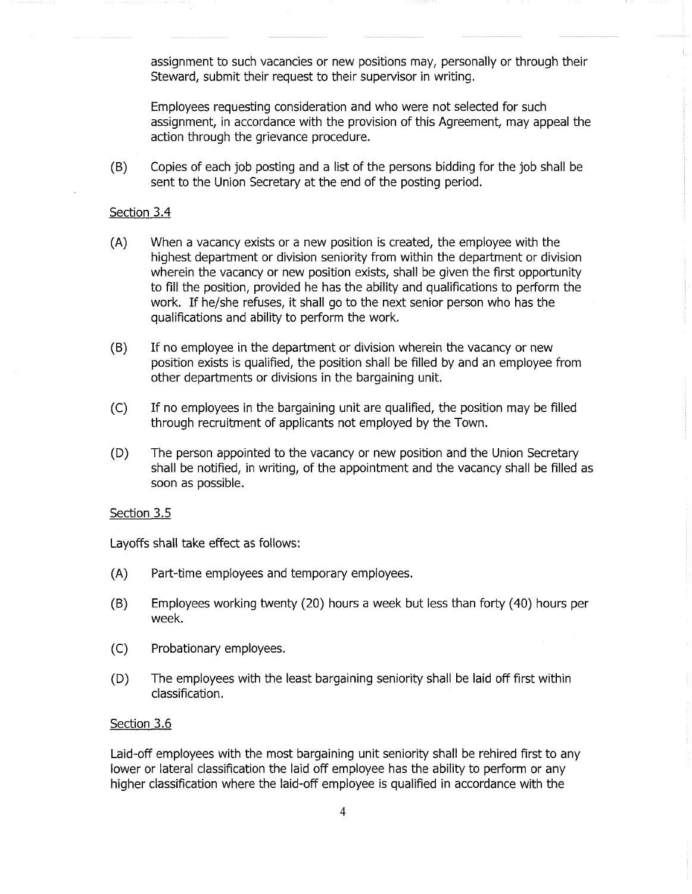assignment to such vacancies or new positions may, personally or through their Steward, submit their request to their supervisor in writing.

Employees requesting consideration and who were not selected for such assignment, in accordance with the provision of this Agreement, may appeal the action through the grievance procedure.

(B) Copies of each job posting and a list of the persons bidding for the job shall be sent to the Union Secretary at the end of the posting period.

Section 3.4

(A) When a vacancy exists or a new position is created, the employee with the highest department or division seniority from within the department or division wherein the vacancy or new position exists, shall be given the first opportunity to fill the position, provided he has the ability and qualifications to perform the work. If he/she refuses, it shall go to the next senior person who has the qualifications and ability to perform the work.

(B) If no employee in the department or division wherein the vacancy or new position exists is qualified, the position shall be filled by and an employee from other departments or divisions in the bargaining unit.

(C) If no employees in the bargaining unit are qualified, the position may be filled through recruitment of applicants not employed by the Town.

(D) The person appointed to the vacancy or new position and the Union Secretary shall be notified, in writing, of the appointment and the vacancy shall be filled as soon as possible.

Section 3.5

Layoffs shall take effect as follows:

(A) Part-time employees and temporary employees.

(B) Employees working twenty (20) hours a week but less than forty (40) hours per week.

(C) Probationary employees.

(D) The employees with the least bargaining seniority shall be laid off first within classification.

Section 3.6

Laid-off employees with the most bargaining unit seniority shall be rehired first to any lower or lateral classification the laid off employee has the ability to perform or any higher classification where the laid-off employee is qualified in accordance with the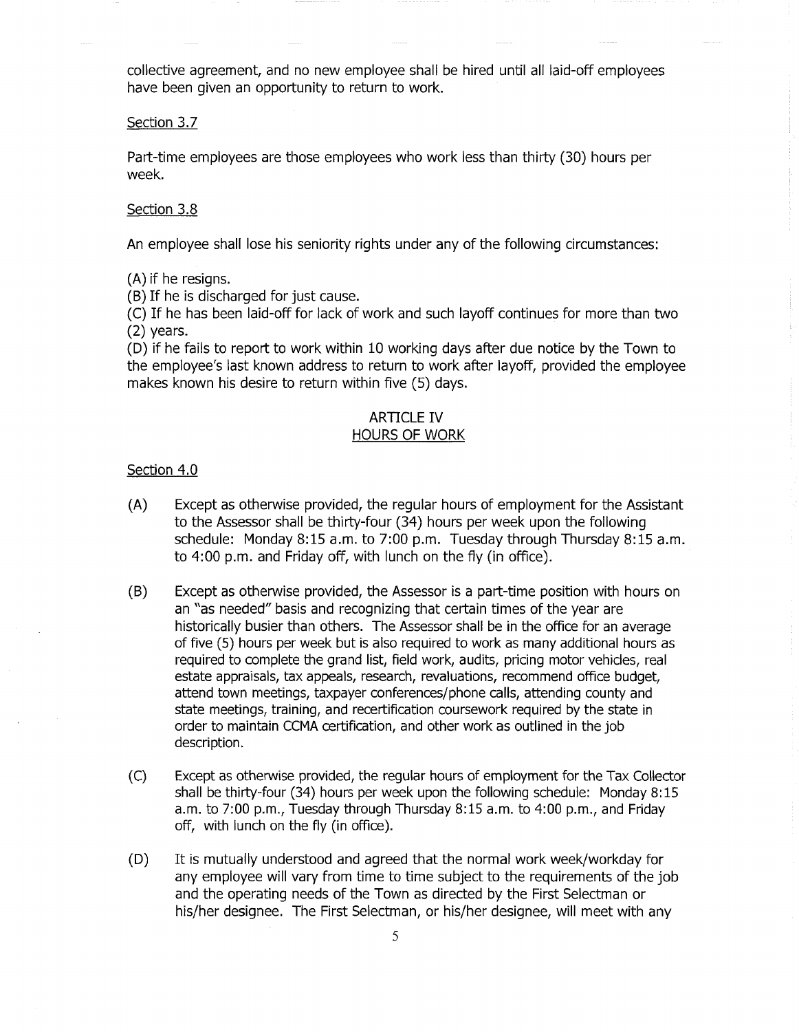collective agreement, and no new employee shall be hired until all laid-off employees have been given an opportunity to return to work.

Section 3.7

Part-time employees are those employees who work less than thirty (30) hours per week.

Section 3.8

An employee shall lose his seniority rights under any of the following circumstances:

(A) if he resigns.
(B) If he is discharged for just cause.
(C) If he has been laid-off for lack of work and such layoff continues for more than two (2) years.
(D) if he fails to report to work within 10 working days after due notice by the Town to the employee's last known address to return to work after layoff, provided the employee makes known his desire to return within five (5) days.

## ARTICLE IV
## HOURS OF WORK

Section 4.0

(A) Except as otherwise provided, the regular hours of employment for the Assistant to the Assessor shall be thirty-four (34) hours per week upon the following schedule: Monday 8:15 a.m. to 7:00 p.m. Tuesday through Thursday 8:15 a.m. to 4:00 p.m. and Friday off, with lunch on the fly (in office).

(B) Except as otherwise provided, the Assessor is a part-time position with hours on an "as needed" basis and recognizing that certain times of the year are historically busier than others. The Assessor shall be in the office for an average of five (5) hours per week but is also required to work as many additional hours as required to complete the grand list, field work, audits, pricing motor vehicles, real estate appraisals, tax appeals, research, revaluations, recommend office budget, attend town meetings, taxpayer conferences/phone calls, attending county and state meetings, training, and recertification coursework required by the state in order to maintain CCMA certification, and other work as outlined in the job description.

(C) Except as otherwise provided, the regular hours of employment for the Tax Collector shall be thirty-four (34) hours per week upon the following schedule: Monday 8:15 a.m. to 7:00 p.m., Tuesday through Thursday 8:15 a.m. to 4:00 p.m., and Friday off, with lunch on the fly (in office).

(D) It is mutually understood and agreed that the normal work week/workday for any employee will vary from time to time subject to the requirements of the job and the operating needs of the Town as directed by the First Selectman or his/her designee. The First Selectman, or his/her designee, will meet with any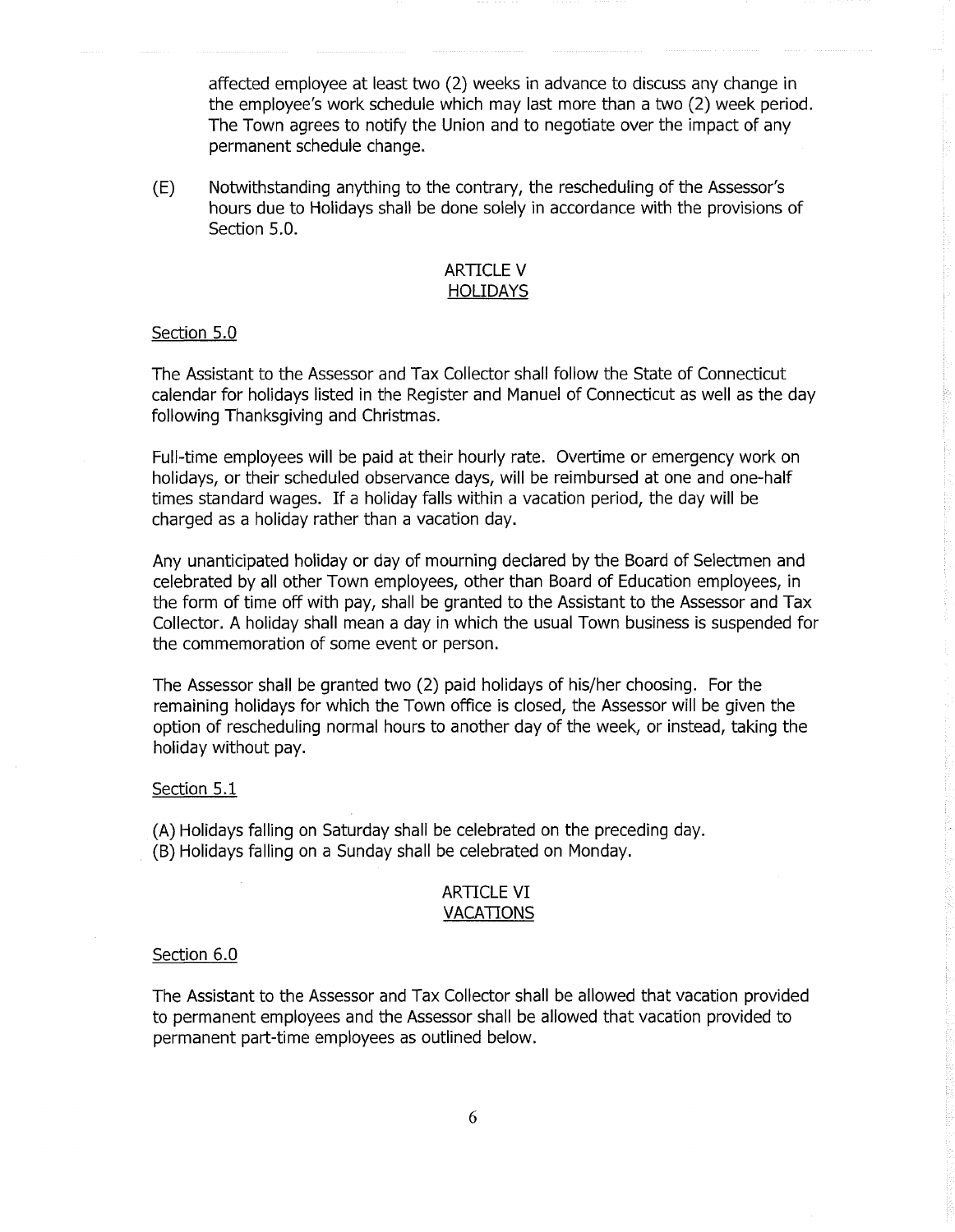affected employee at least two (2) weeks in advance to discuss any change in the employee's work schedule which may last more than a two (2) week period. The Town agrees to notify the Union and to negotiate over the impact of any permanent schedule change.

(E) Notwithstanding anything to the contrary, the rescheduling of the Assessor's hours due to Holidays shall be done solely in accordance with the provisions of Section 5.0.

## ARTICLE V
## HOLIDAYS

Section 5.0

The Assistant to the Assessor and Tax Collector shall follow the State of Connecticut calendar for holidays listed in the Register and Manuel of Connecticut as well as the day following Thanksgiving and Christmas.

Full-time employees will be paid at their hourly rate. Overtime or emergency work on holidays, or their scheduled observance days, will be reimbursed at one and one-half times standard wages. If a holiday falls within a vacation period, the day will be charged as a holiday rather than a vacation day.

Any unanticipated holiday or day of mourning declared by the Board of Selectmen and celebrated by all other Town employees, other than Board of Education employees, in the form of time off with pay, shall be granted to the Assistant to the Assessor and Tax Collector. A holiday shall mean a day in which the usual Town business is suspended for the commemoration of some event or person.

The Assessor shall be granted two (2) paid holidays of his/her choosing. For the remaining holidays for which the Town office is closed, the Assessor will be given the option of rescheduling normal hours to another day of the week, or instead, taking the holiday without pay.

Section 5.1

(A) Holidays falling on Saturday shall be celebrated on the preceding day.
(B) Holidays falling on a Sunday shall be celebrated on Monday.

## ARTICLE VI
## VACATIONS

Section 6.0

The Assistant to the Assessor and Tax Collector shall be allowed that vacation provided to permanent employees and the Assessor shall be allowed that vacation provided to permanent part-time employees as outlined below.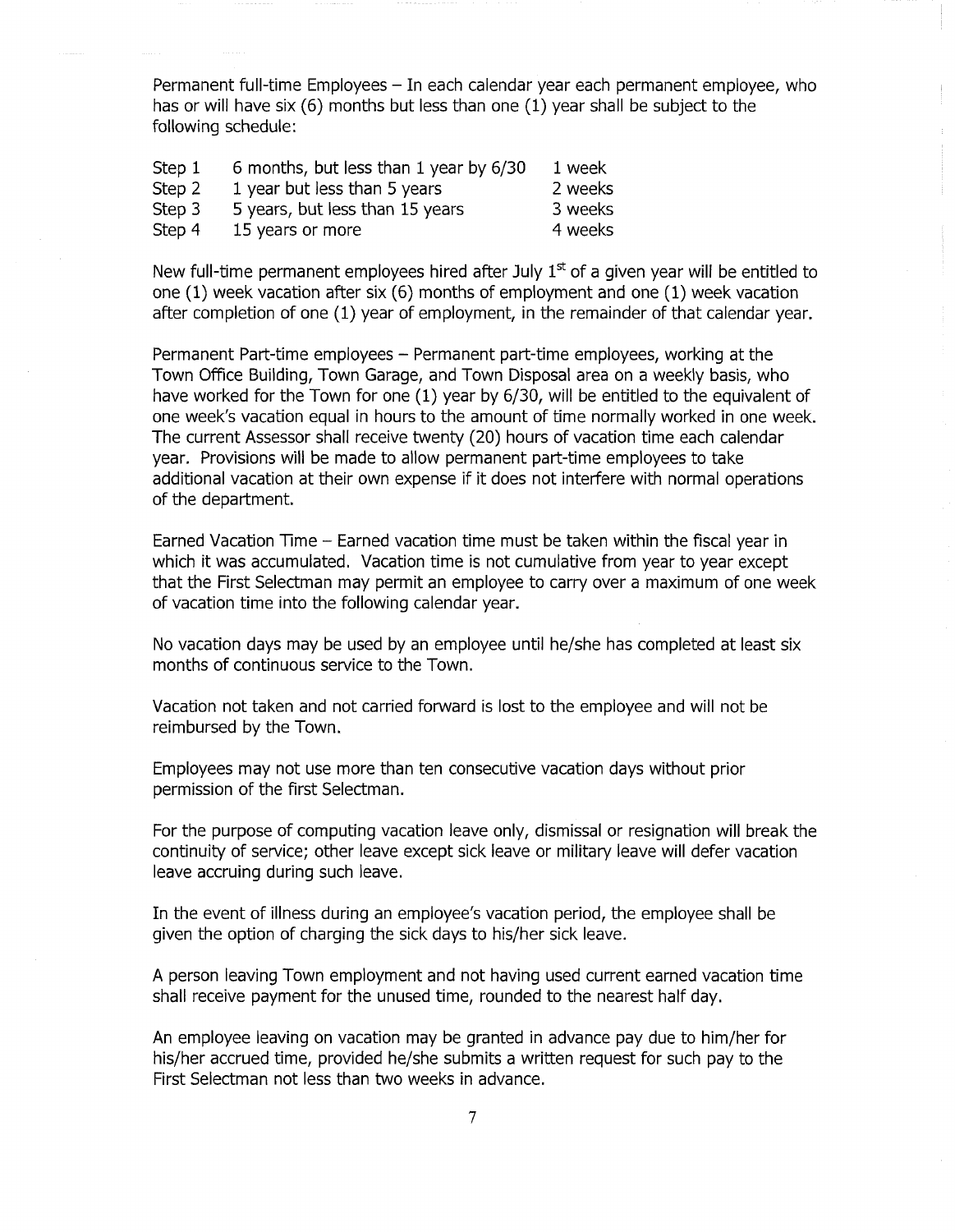Permanent full-time Employees – In each calendar year each permanent employee, who has or will have six (6) months but less than one (1) year shall be subject to the following schedule:

| | | |
|---|---|---|
| Step 1 | 6 months, but less than 1 year by 6/30 | 1 week |
| Step 2 | 1 year but less than 5 years | 2 weeks |
| Step 3 | 5 years, but less than 15 years | 3 weeks |
| Step 4 | 15 years or more | 4 weeks |

New full-time permanent employees hired after July 1st of a given year will be entitled to one (1) week vacation after six (6) months of employment and one (1) week vacation after completion of one (1) year of employment, in the remainder of that calendar year.

Permanent Part-time employees – Permanent part-time employees, working at the Town Office Building, Town Garage, and Town Disposal area on a weekly basis, who have worked for the Town for one (1) year by 6/30, will be entitled to the equivalent of one week's vacation equal in hours to the amount of time normally worked in one week. The current Assessor shall receive twenty (20) hours of vacation time each calendar year. Provisions will be made to allow permanent part-time employees to take additional vacation at their own expense if it does not interfere with normal operations of the department.

Earned Vacation Time – Earned vacation time must be taken within the fiscal year in which it was accumulated. Vacation time is not cumulative from year to year except that the First Selectman may permit an employee to carry over a maximum of one week of vacation time into the following calendar year.

No vacation days may be used by an employee until he/she has completed at least six months of continuous service to the Town.

Vacation not taken and not carried forward is lost to the employee and will not be reimbursed by the Town.

Employees may not use more than ten consecutive vacation days without prior permission of the first Selectman.

For the purpose of computing vacation leave only, dismissal or resignation will break the continuity of service; other leave except sick leave or military leave will defer vacation leave accruing during such leave.

In the event of illness during an employee's vacation period, the employee shall be given the option of charging the sick days to his/her sick leave.

A person leaving Town employment and not having used current earned vacation time shall receive payment for the unused time, rounded to the nearest half day.

An employee leaving on vacation may be granted in advance pay due to him/her for his/her accrued time, provided he/she submits a written request for such pay to the First Selectman not less than two weeks in advance.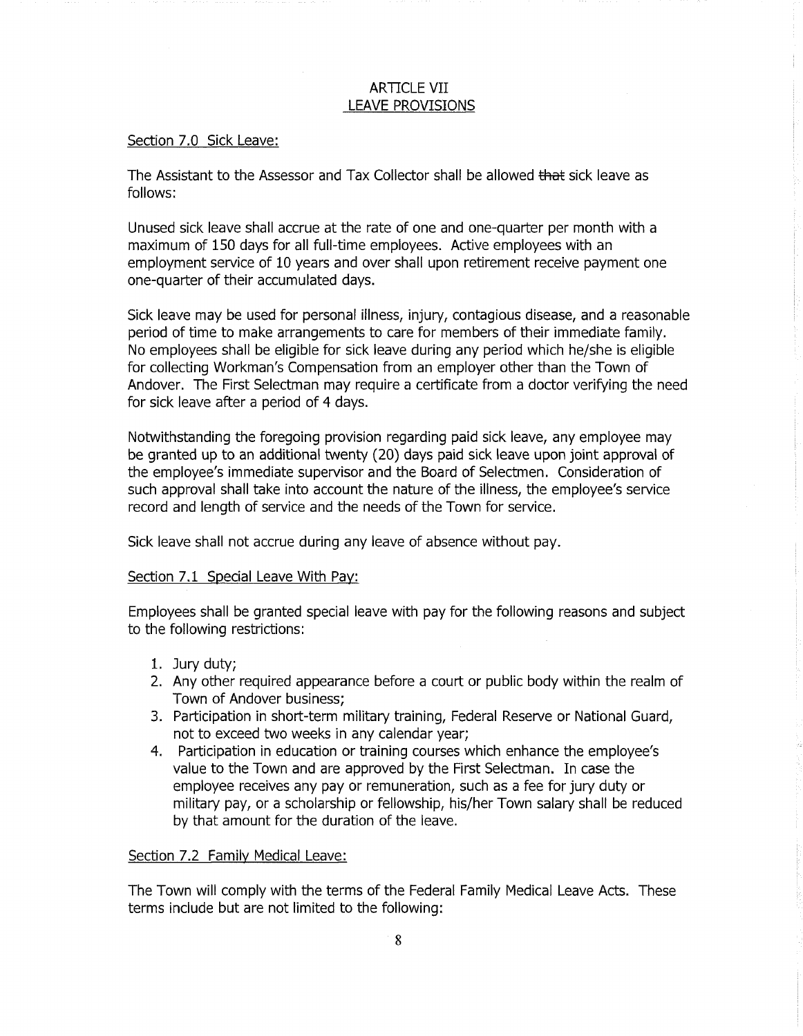## ARTICLE VII
## LEAVE PROVISIONS

Section 7.0 Sick Leave:

The Assistant to the Assessor and Tax Collector shall be allowed ~~that~~ sick leave as follows:

Unused sick leave shall accrue at the rate of one and one-quarter per month with a maximum of 150 days for all full-time employees. Active employees with an employment service of 10 years and over shall upon retirement receive payment one one-quarter of their accumulated days.

Sick leave may be used for personal illness, injury, contagious disease, and a reasonable period of time to make arrangements to care for members of their immediate family. No employees shall be eligible for sick leave during any period which he/she is eligible for collecting Workman's Compensation from an employer other than the Town of Andover. The First Selectman may require a certificate from a doctor verifying the need for sick leave after a period of 4 days.

Notwithstanding the foregoing provision regarding paid sick leave, any employee may be granted up to an additional twenty (20) days paid sick leave upon joint approval of the employee's immediate supervisor and the Board of Selectmen. Consideration of such approval shall take into account the nature of the illness, the employee's service record and length of service and the needs of the Town for service.

Sick leave shall not accrue during any leave of absence without pay.

Section 7.1 Special Leave With Pay:

Employees shall be granted special leave with pay for the following reasons and subject to the following restrictions:

1. Jury duty;
2. Any other required appearance before a court or public body within the realm of Town of Andover business;
3. Participation in short-term military training, Federal Reserve or National Guard, not to exceed two weeks in any calendar year;
4. Participation in education or training courses which enhance the employee's value to the Town and are approved by the First Selectman. In case the employee receives any pay or remuneration, such as a fee for jury duty or military pay, or a scholarship or fellowship, his/her Town salary shall be reduced by that amount for the duration of the leave.

Section 7.2 Family Medical Leave:

The Town will comply with the terms of the Federal Family Medical Leave Acts. These terms include but are not limited to the following: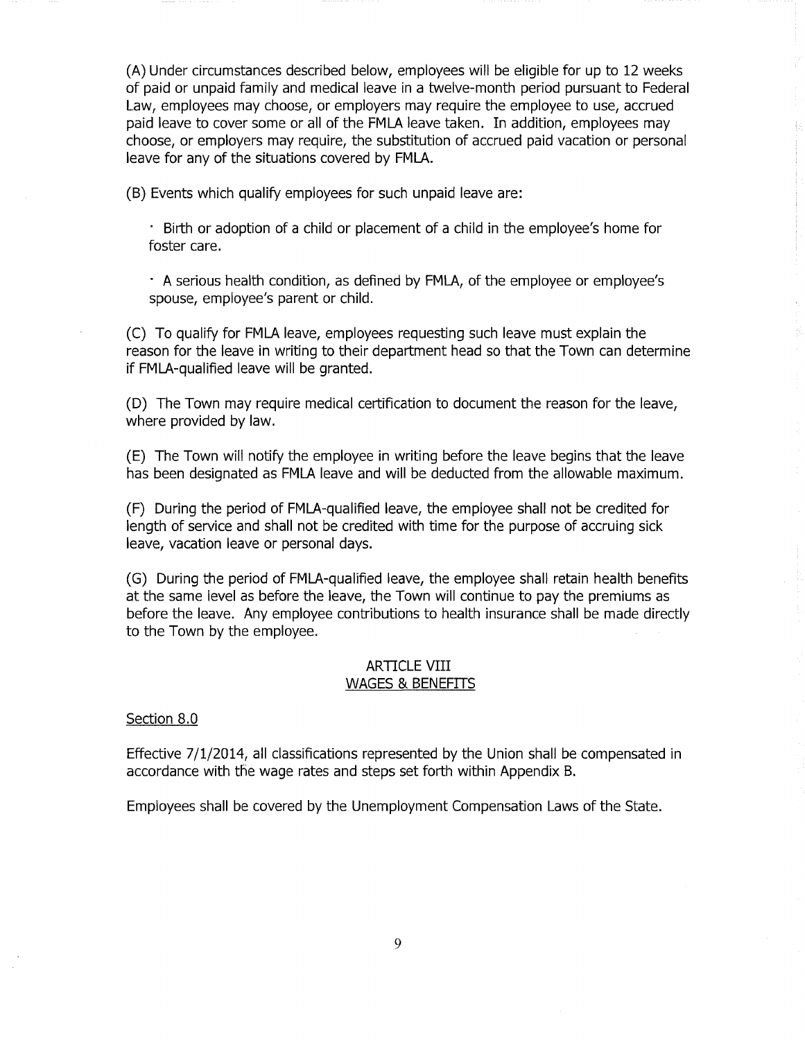(A) Under circumstances described below, employees will be eligible for up to 12 weeks of paid or unpaid family and medical leave in a twelve-month period pursuant to Federal Law, employees may choose, or employers may require the employee to use, accrued paid leave to cover some or all of the FMLA leave taken. In addition, employees may choose, or employers may require, the substitution of accrued paid vacation or personal leave for any of the situations covered by FMLA.

(B) Events which qualify employees for such unpaid leave are:

- Birth or adoption of a child or placement of a child in the employee's home for foster care.
- A serious health condition, as defined by FMLA, of the employee or employee's spouse, employee's parent or child.

(C) To qualify for FMLA leave, employees requesting such leave must explain the reason for the leave in writing to their department head so that the Town can determine if FMLA-qualified leave will be granted.

(D) The Town may require medical certification to document the reason for the leave, where provided by law.

(E) The Town will notify the employee in writing before the leave begins that the leave has been designated as FMLA leave and will be deducted from the allowable maximum.

(F) During the period of FMLA-qualified leave, the employee shall not be credited for length of service and shall not be credited with time for the purpose of accruing sick leave, vacation leave or personal days.

(G) During the period of FMLA-qualified leave, the employee shall retain health benefits at the same level as before the leave, the Town will continue to pay the premiums as before the leave. Any employee contributions to health insurance shall be made directly to the Town by the employee.

## ARTICLE VIII
## WAGES & BENEFITS

Section 8.0

Effective 7/1/2014, all classifications represented by the Union shall be compensated in accordance with the wage rates and steps set forth within Appendix B.

Employees shall be covered by the Unemployment Compensation Laws of the State.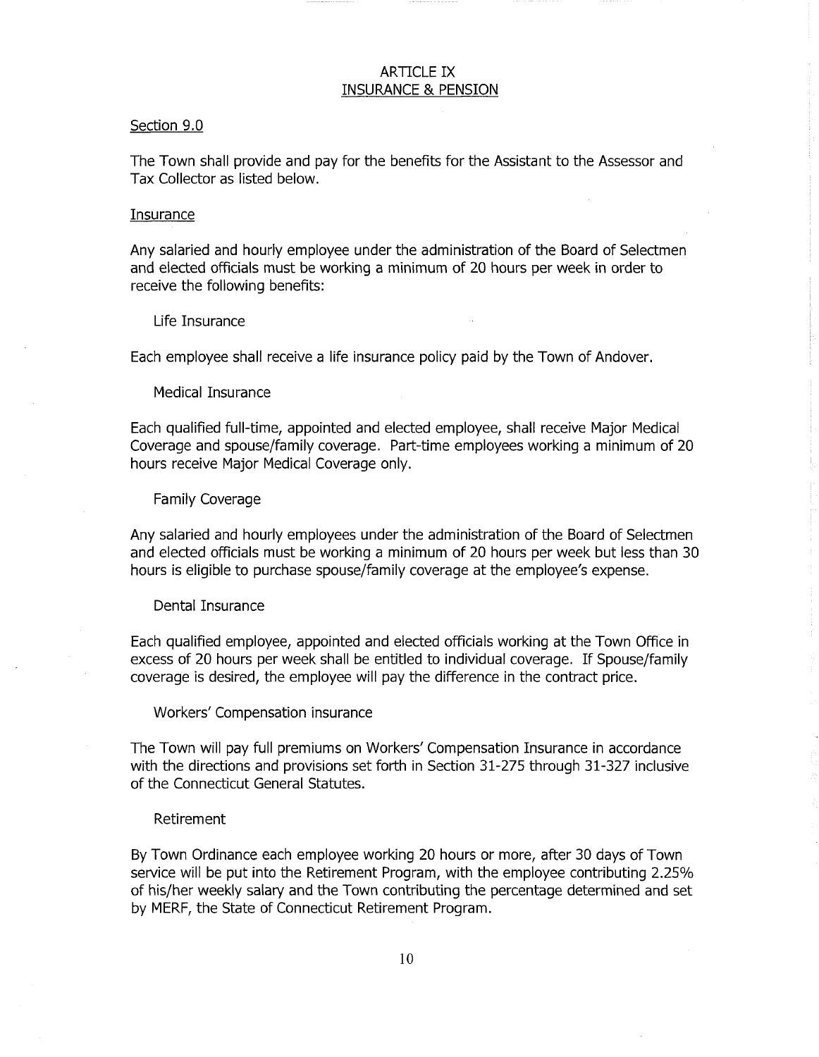# ARTICLE IX
## INSURANCE & PENSION

### Section 9.0

The Town shall provide and pay for the benefits for the Assistant to the Assessor and Tax Collector as listed below.

#### Insurance

Any salaried and hourly employee under the administration of the Board of Selectmen and elected officials must be working a minimum of 20 hours per week in order to receive the following benefits:

Life Insurance

Each employee shall receive a life insurance policy paid by the Town of Andover.

Medical Insurance

Each qualified full-time, appointed and elected employee, shall receive Major Medical Coverage and spouse/family coverage. Part-time employees working a minimum of 20 hours receive Major Medical Coverage only.

Family Coverage

Any salaried and hourly employees under the administration of the Board of Selectmen and elected officials must be working a minimum of 20 hours per week but less than 30 hours is eligible to purchase spouse/family coverage at the employee's expense.

Dental Insurance

Each qualified employee, appointed and elected officials working at the Town Office in excess of 20 hours per week shall be entitled to individual coverage. If Spouse/family coverage is desired, the employee will pay the difference in the contract price.

Workers' Compensation insurance

The Town will pay full premiums on Workers' Compensation Insurance in accordance with the directions and provisions set forth in Section 31-275 through 31-327 inclusive of the Connecticut General Statutes.

Retirement

By Town Ordinance each employee working 20 hours or more, after 30 days of Town service will be put into the Retirement Program, with the employee contributing 2.25% of his/her weekly salary and the Town contributing the percentage determined and set by MERF, the State of Connecticut Retirement Program.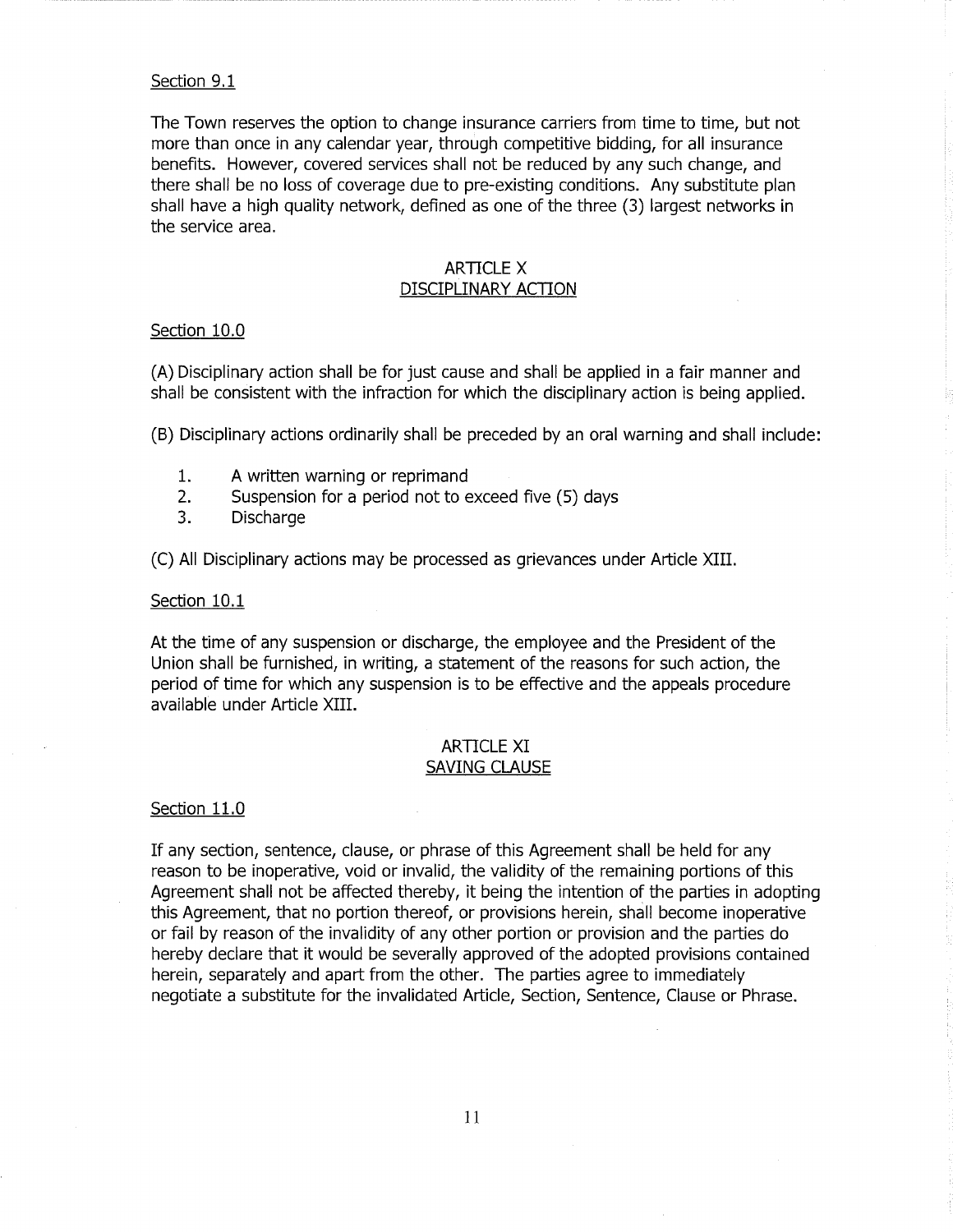Section 9.1

The Town reserves the option to change insurance carriers from time to time, but not more than once in any calendar year, through competitive bidding, for all insurance benefits. However, covered services shall not be reduced by any such change, and there shall be no loss of coverage due to pre-existing conditions. Any substitute plan shall have a high quality network, defined as one of the three (3) largest networks in the service area.

## ARTICLE X
## DISCIPLINARY ACTION

Section 10.0

(A) Disciplinary action shall be for just cause and shall be applied in a fair manner and shall be consistent with the infraction for which the disciplinary action is being applied.

(B) Disciplinary actions ordinarily shall be preceded by an oral warning and shall include:

1. A written warning or reprimand
2. Suspension for a period not to exceed five (5) days
3. Discharge

(C) All Disciplinary actions may be processed as grievances under Article XIII.

Section 10.1

At the time of any suspension or discharge, the employee and the President of the Union shall be furnished, in writing, a statement of the reasons for such action, the period of time for which any suspension is to be effective and the appeals procedure available under Article XIII.

## ARTICLE XI
## SAVING CLAUSE

Section 11.0

If any section, sentence, clause, or phrase of this Agreement shall be held for any reason to be inoperative, void or invalid, the validity of the remaining portions of this Agreement shall not be affected thereby, it being the intention of the parties in adopting this Agreement, that no portion thereof, or provisions herein, shall become inoperative or fail by reason of the invalidity of any other portion or provision and the parties do hereby declare that it would be severally approved of the adopted provisions contained herein, separately and apart from the other. The parties agree to immediately negotiate a substitute for the invalidated Article, Section, Sentence, Clause or Phrase.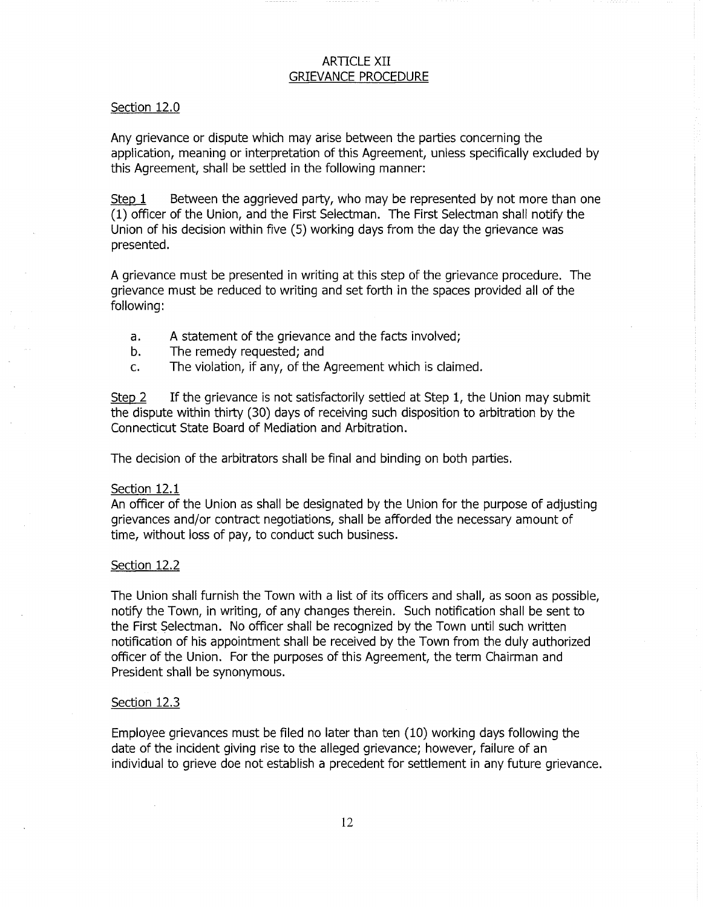# ARTICLE XII
## GRIEVANCE PROCEDURE

### Section 12.0

Any grievance or dispute which may arise between the parties concerning the application, meaning or interpretation of this Agreement, unless specifically excluded by this Agreement, shall be settled in the following manner:

Step 1    Between the aggrieved party, who may be represented by not more than one (1) officer of the Union, and the First Selectman. The First Selectman shall notify the Union of his decision within five (5) working days from the day the grievance was presented.

A grievance must be presented in writing at this step of the grievance procedure. The grievance must be reduced to writing and set forth in the spaces provided all of the following:

a. A statement of the grievance and the facts involved;
b. The remedy requested; and
c. The violation, if any, of the Agreement which is claimed.

Step 2    If the grievance is not satisfactorily settled at Step 1, the Union may submit the dispute within thirty (30) days of receiving such disposition to arbitration by the Connecticut State Board of Mediation and Arbitration.

The decision of the arbitrators shall be final and binding on both parties.

### Section 12.1

An officer of the Union as shall be designated by the Union for the purpose of adjusting grievances and/or contract negotiations, shall be afforded the necessary amount of time, without loss of pay, to conduct such business.

### Section 12.2

The Union shall furnish the Town with a list of its officers and shall, as soon as possible, notify the Town, in writing, of any changes therein. Such notification shall be sent to the First Selectman. No officer shall be recognized by the Town until such written notification of his appointment shall be received by the Town from the duly authorized officer of the Union. For the purposes of this Agreement, the term Chairman and President shall be synonymous.

### Section 12.3

Employee grievances must be filed no later than ten (10) working days following the date of the incident giving rise to the alleged grievance; however, failure of an individual to grieve doe not establish a precedent for settlement in any future grievance.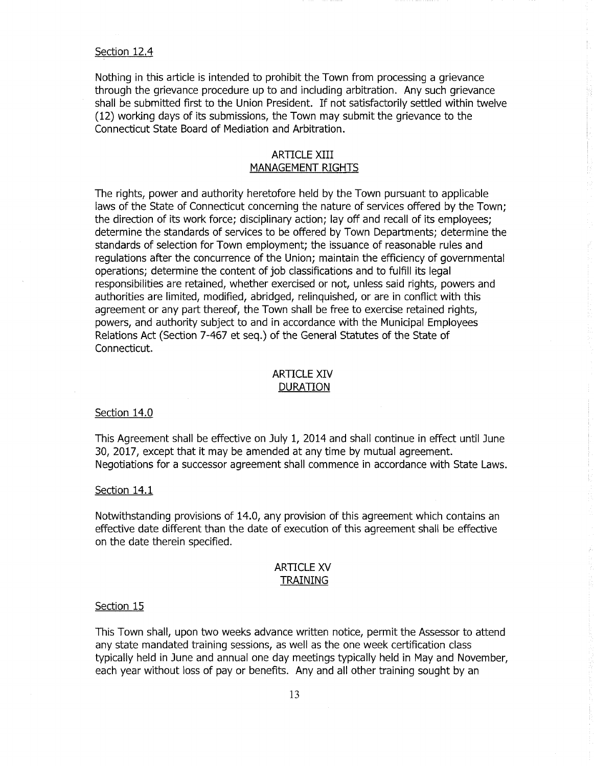Section 12.4

Nothing in this article is intended to prohibit the Town from processing a grievance through the grievance procedure up to and including arbitration. Any such grievance shall be submitted first to the Union President. If not satisfactorily settled within twelve (12) working days of its submissions, the Town may submit the grievance to the Connecticut State Board of Mediation and Arbitration.

## ARTICLE XIII
## MANAGEMENT RIGHTS

The rights, power and authority heretofore held by the Town pursuant to applicable laws of the State of Connecticut concerning the nature of services offered by the Town; the direction of its work force; disciplinary action; lay off and recall of its employees; determine the standards of services to be offered by Town Departments; determine the standards of selection for Town employment; the issuance of reasonable rules and regulations after the concurrence of the Union; maintain the efficiency of governmental operations; determine the content of job classifications and to fulfill its legal responsibilities are retained, whether exercised or not, unless said rights, powers and authorities are limited, modified, abridged, relinquished, or are in conflict with this agreement or any part thereof, the Town shall be free to exercise retained rights, powers, and authority subject to and in accordance with the Municipal Employees Relations Act (Section 7-467 et seq.) of the General Statutes of the State of Connecticut.

## ARTICLE XIV
## DURATION

Section 14.0

This Agreement shall be effective on July 1, 2014 and shall continue in effect until June 30, 2017, except that it may be amended at any time by mutual agreement. Negotiations for a successor agreement shall commence in accordance with State Laws.

Section 14.1

Notwithstanding provisions of 14.0, any provision of this agreement which contains an effective date different than the date of execution of this agreement shall be effective on the date therein specified.

## ARTICLE XV
## TRAINING

Section 15

This Town shall, upon two weeks advance written notice, permit the Assessor to attend any state mandated training sessions, as well as the one week certification class typically held in June and annual one day meetings typically held in May and November, each year without loss of pay or benefits. Any and all other training sought by an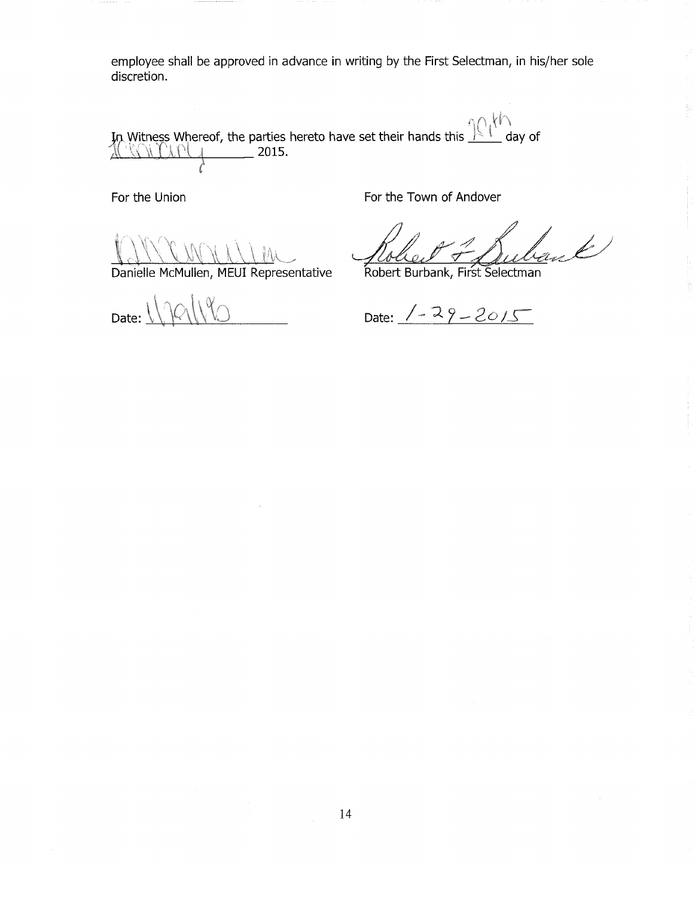employee shall be approved in advance in writing by the First Selectman, in his/her sole discretion.

In Witness Whereof, the parties hereto have set their hands this 29th day of January 2015.

| For the Union | For the Town of Andover |
|---|---|
| Danielle McMullen, MEUI Representative | Robert Burbank, First Selectman |
| Date: 1/29/15 | Date: 1-29-2015 |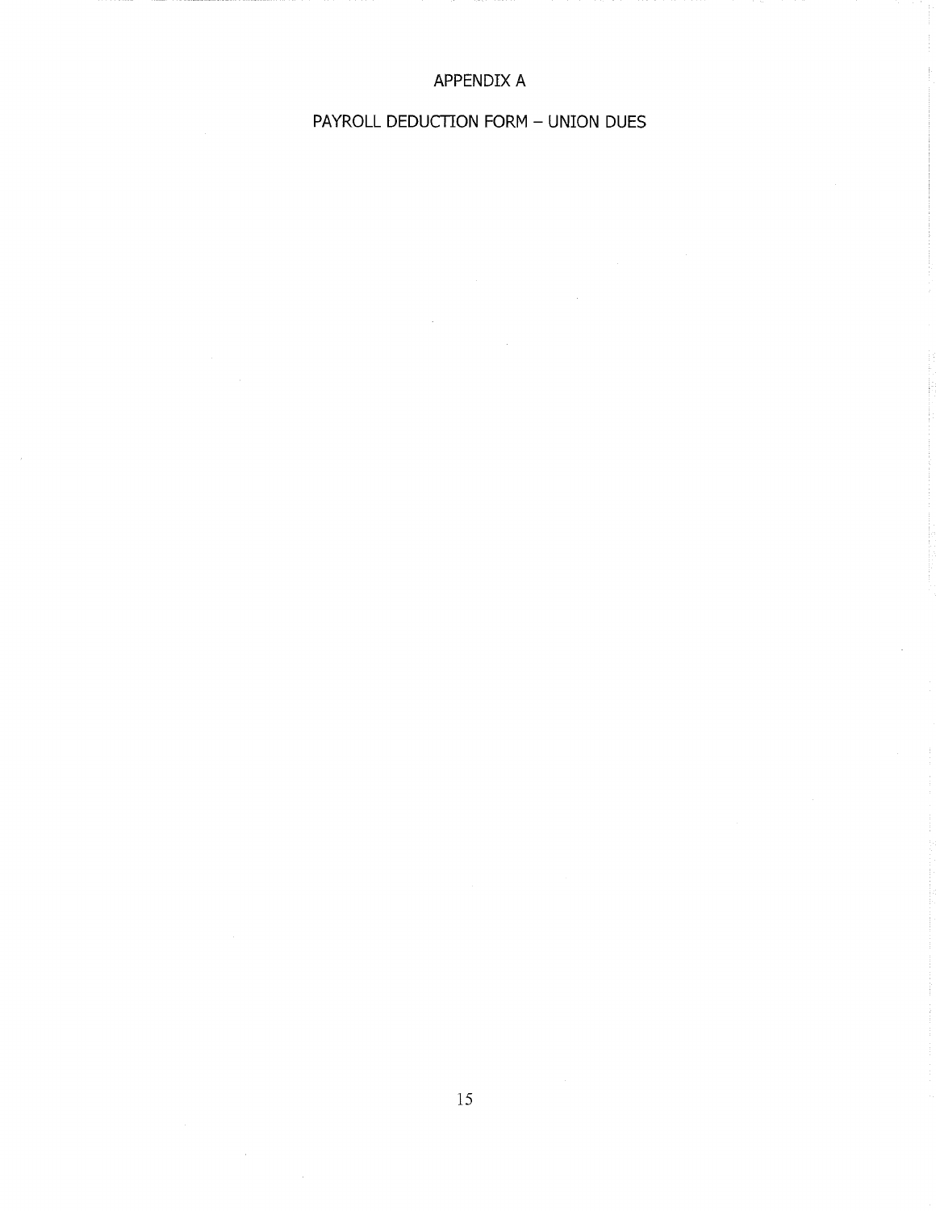# APPENDIX A

## PAYROLL DEDUCTION FORM – UNION DUES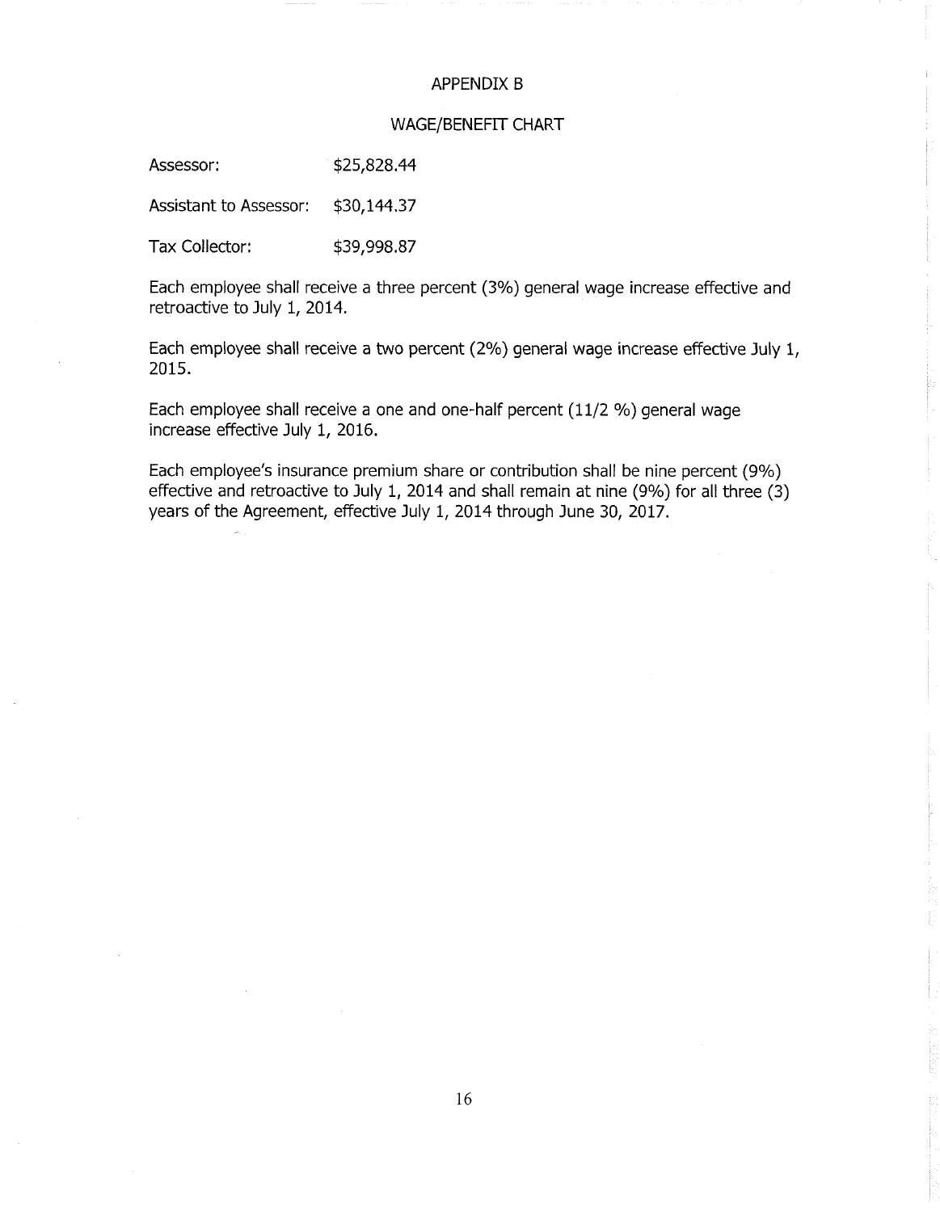# APPENDIX B

## WAGE/BENEFIT CHART

| | |
|---|---|
| Assessor: | $25,828.44 |
| Assistant to Assessor: | $30,144.37 |
| Tax Collector: | $39,998.87 |

Each employee shall receive a three percent (3%) general wage increase effective and retroactive to July 1, 2014.

Each employee shall receive a two percent (2%) general wage increase effective July 1, 2015.

Each employee shall receive a one and one-half percent (11/2 %) general wage increase effective July 1, 2016.

Each employee's insurance premium share or contribution shall be nine percent (9%) effective and retroactive to July 1, 2014 and shall remain at nine (9%) for all three (3) years of the Agreement, effective July 1, 2014 through June 30, 2017.